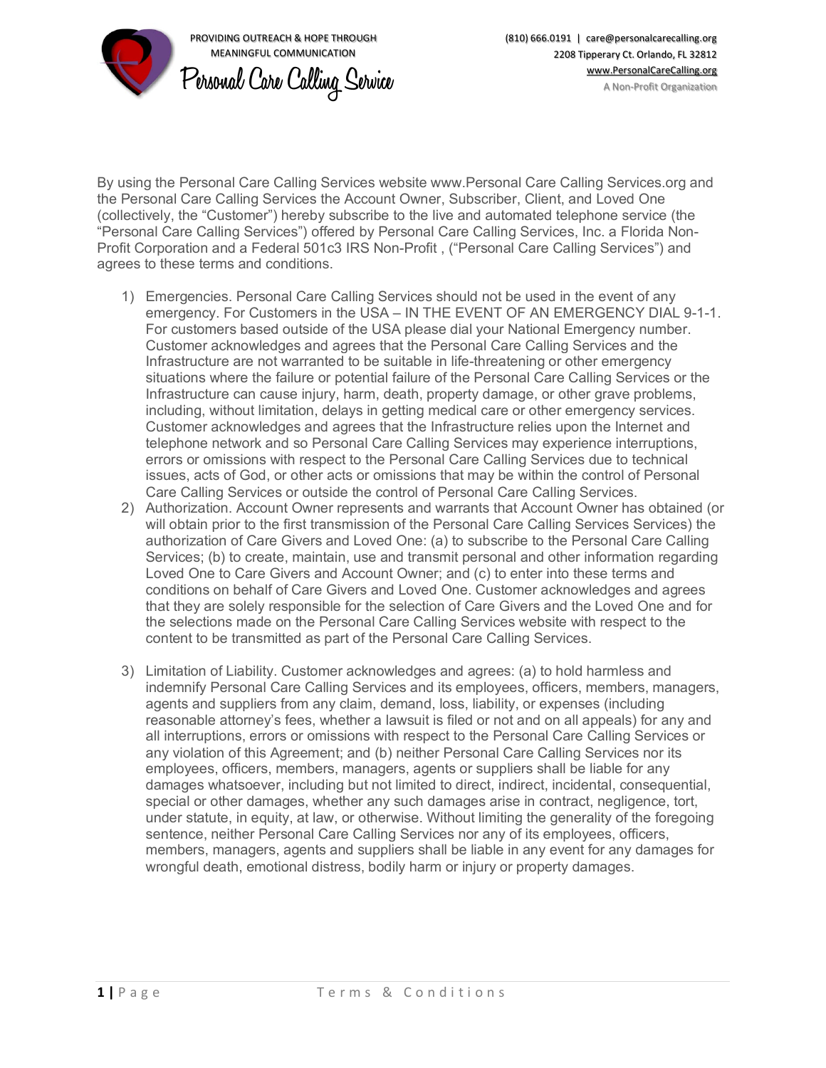PROVIDING OUTREACH & HOPE THROUGH MEANINGFUL COMMUNICATION

Personal Care Calling Service

(810) 666.0191 | care@personalcarecalling.org
2208 Tipperary Ct. Orlando, FL 32812
www.PersonalCareCalling.org
A Non-Profit Organization

By using the Personal Care Calling Services website www.Personal Care Calling Services.org and the Personal Care Calling Services the Account Owner, Subscriber, Client, and Loved One (collectively, the "Customer") hereby subscribe to the live and automated telephone service (the "Personal Care Calling Services") offered by Personal Care Calling Services, Inc. a Florida Non-Profit Corporation and a Federal 501c3 IRS Non-Profit , ("Personal Care Calling Services") and agrees to these terms and conditions.

1) Emergencies. Personal Care Calling Services should not be used in the event of any emergency. For Customers in the USA – IN THE EVENT OF AN EMERGENCY DIAL 9-1-1. For customers based outside of the USA please dial your National Emergency number. Customer acknowledges and agrees that the Personal Care Calling Services and the Infrastructure are not warranted to be suitable in life-threatening or other emergency situations where the failure or potential failure of the Personal Care Calling Services or the Infrastructure can cause injury, harm, death, property damage, or other grave problems, including, without limitation, delays in getting medical care or other emergency services. Customer acknowledges and agrees that the Infrastructure relies upon the Internet and telephone network and so Personal Care Calling Services may experience interruptions, errors or omissions with respect to the Personal Care Calling Services due to technical issues, acts of God, or other acts or omissions that may be within the control of Personal Care Calling Services or outside the control of Personal Care Calling Services.
2) Authorization. Account Owner represents and warrants that Account Owner has obtained (or will obtain prior to the first transmission of the Personal Care Calling Services Services) the authorization of Care Givers and Loved One: (a) to subscribe to the Personal Care Calling Services; (b) to create, maintain, use and transmit personal and other information regarding Loved One to Care Givers and Account Owner; and (c) to enter into these terms and conditions on behalf of Care Givers and Loved One. Customer acknowledges and agrees that they are solely responsible for the selection of Care Givers and the Loved One and for the selections made on the Personal Care Calling Services website with respect to the content to be transmitted as part of the Personal Care Calling Services.

3) Limitation of Liability. Customer acknowledges and agrees: (a) to hold harmless and indemnify Personal Care Calling Services and its employees, officers, members, managers, agents and suppliers from any claim, demand, loss, liability, or expenses (including reasonable attorney's fees, whether a lawsuit is filed or not and on all appeals) for any and all interruptions, errors or omissions with respect to the Personal Care Calling Services or any violation of this Agreement; and (b) neither Personal Care Calling Services nor its employees, officers, members, managers, agents or suppliers shall be liable for any damages whatsoever, including but not limited to direct, indirect, incidental, consequential, special or other damages, whether any such damages arise in contract, negligence, tort, under statute, in equity, at law, or otherwise. Without limiting the generality of the foregoing sentence, neither Personal Care Calling Services nor any of its employees, officers, members, managers, agents and suppliers shall be liable in any event for any damages for wrongful death, emotional distress, bodily harm or injury or property damages.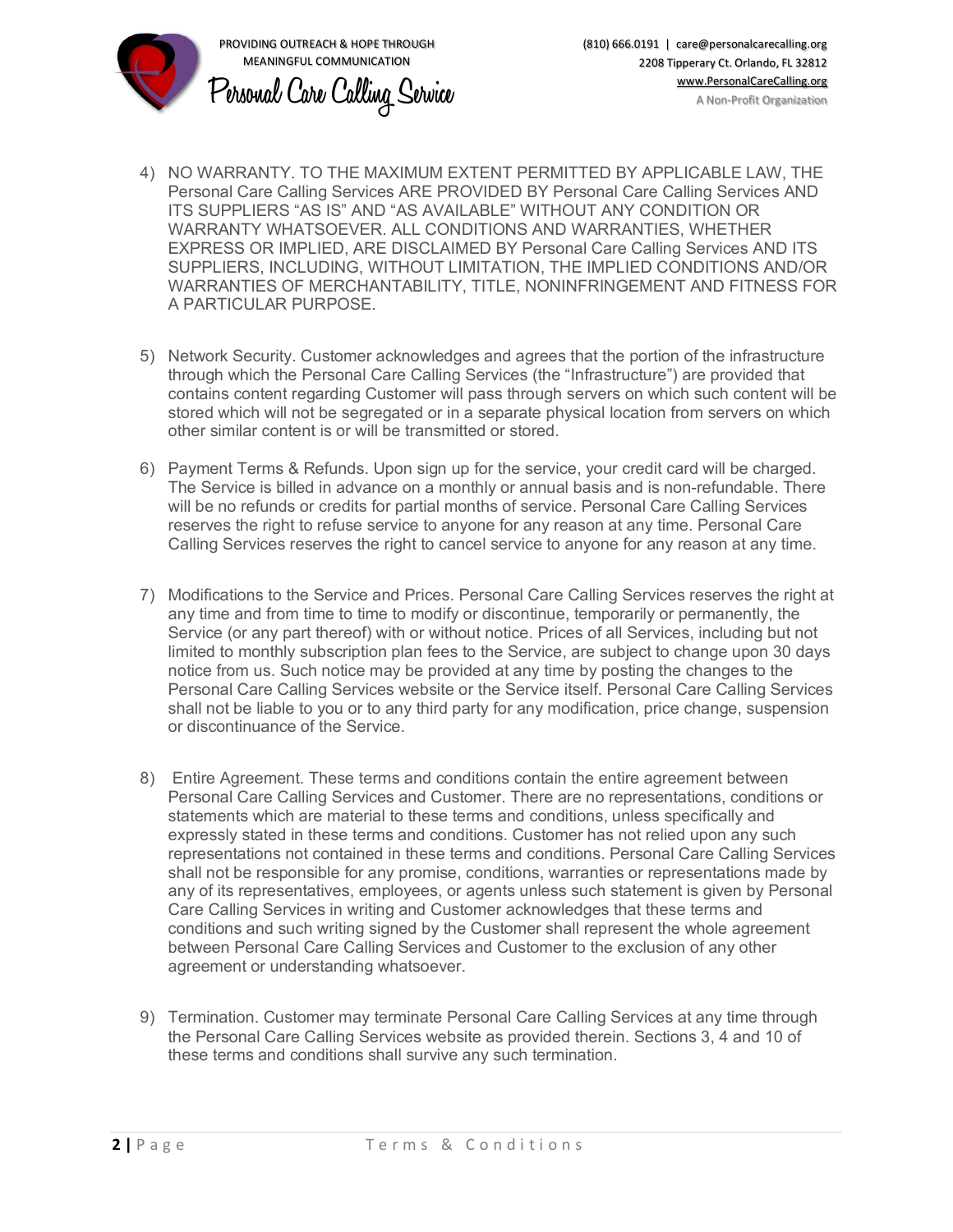4) NO WARRANTY. TO THE MAXIMUM EXTENT PERMITTED BY APPLICABLE LAW, THE Personal Care Calling Services ARE PROVIDED BY Personal Care Calling Services AND ITS SUPPLIERS "AS IS" AND "AS AVAILABLE" WITHOUT ANY CONDITION OR WARRANTY WHATSOEVER. ALL CONDITIONS AND WARRANTIES, WHETHER EXPRESS OR IMPLIED, ARE DISCLAIMED BY Personal Care Calling Services AND ITS SUPPLIERS, INCLUDING, WITHOUT LIMITATION, THE IMPLIED CONDITIONS AND/OR WARRANTIES OF MERCHANTABILITY, TITLE, NONINFRINGEMENT AND FITNESS FOR A PARTICULAR PURPOSE.

5) Network Security. Customer acknowledges and agrees that the portion of the infrastructure through which the Personal Care Calling Services (the "Infrastructure") are provided that contains content regarding Customer will pass through servers on which such content will be stored which will not be segregated or in a separate physical location from servers on which other similar content is or will be transmitted or stored.

6) Payment Terms & Refunds. Upon sign up for the service, your credit card will be charged. The Service is billed in advance on a monthly or annual basis and is non-refundable. There will be no refunds or credits for partial months of service. Personal Care Calling Services reserves the right to refuse service to anyone for any reason at any time. Personal Care Calling Services reserves the right to cancel service to anyone for any reason at any time.

7) Modifications to the Service and Prices. Personal Care Calling Services reserves the right at any time and from time to time to modify or discontinue, temporarily or permanently, the Service (or any part thereof) with or without notice. Prices of all Services, including but not limited to monthly subscription plan fees to the Service, are subject to change upon 30 days notice from us. Such notice may be provided at any time by posting the changes to the Personal Care Calling Services website or the Service itself. Personal Care Calling Services shall not be liable to you or to any third party for any modification, price change, suspension or discontinuance of the Service.

8) Entire Agreement. These terms and conditions contain the entire agreement between Personal Care Calling Services and Customer. There are no representations, conditions or statements which are material to these terms and conditions, unless specifically and expressly stated in these terms and conditions. Customer has not relied upon any such representations not contained in these terms and conditions. Personal Care Calling Services shall not be responsible for any promise, conditions, warranties or representations made by any of its representatives, employees, or agents unless such statement is given by Personal Care Calling Services in writing and Customer acknowledges that these terms and conditions and such writing signed by the Customer shall represent the whole agreement between Personal Care Calling Services and Customer to the exclusion of any other agreement or understanding whatsoever.

9) Termination. Customer may terminate Personal Care Calling Services at any time through the Personal Care Calling Services website as provided therein. Sections 3, 4 and 10 of these terms and conditions shall survive any such termination.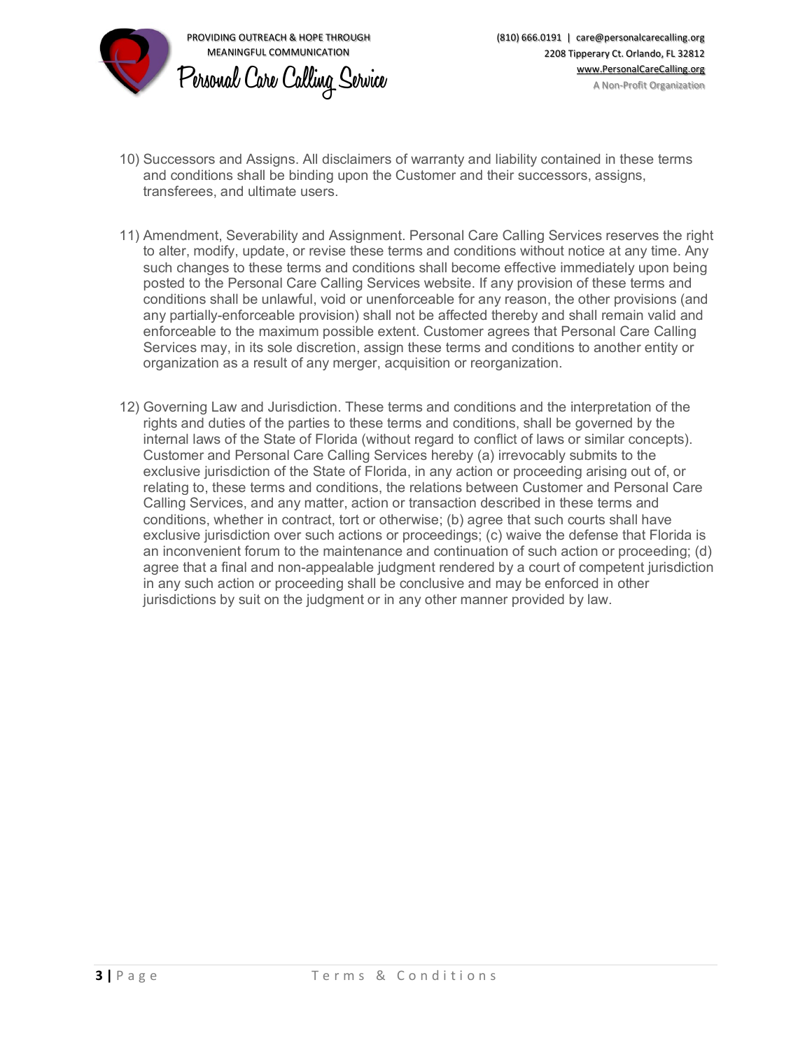10) Successors and Assigns. All disclaimers of warranty and liability contained in these terms and conditions shall be binding upon the Customer and their successors, assigns, transferees, and ultimate users.

11) Amendment, Severability and Assignment. Personal Care Calling Services reserves the right to alter, modify, update, or revise these terms and conditions without notice at any time. Any such changes to these terms and conditions shall become effective immediately upon being posted to the Personal Care Calling Services website. If any provision of these terms and conditions shall be unlawful, void or unenforceable for any reason, the other provisions (and any partially-enforceable provision) shall not be affected thereby and shall remain valid and enforceable to the maximum possible extent. Customer agrees that Personal Care Calling Services may, in its sole discretion, assign these terms and conditions to another entity or organization as a result of any merger, acquisition or reorganization.

12) Governing Law and Jurisdiction. These terms and conditions and the interpretation of the rights and duties of the parties to these terms and conditions, shall be governed by the internal laws of the State of Florida (without regard to conflict of laws or similar concepts). Customer and Personal Care Calling Services hereby (a) irrevocably submits to the exclusive jurisdiction of the State of Florida, in any action or proceeding arising out of, or relating to, these terms and conditions, the relations between Customer and Personal Care Calling Services, and any matter, action or transaction described in these terms and conditions, whether in contract, tort or otherwise; (b) agree that such courts shall have exclusive jurisdiction over such actions or proceedings; (c) waive the defense that Florida is an inconvenient forum to the maintenance and continuation of such action or proceeding; (d) agree that a final and non-appealable judgment rendered by a court of competent jurisdiction in any such action or proceeding shall be conclusive and may be enforced in other jurisdictions by suit on the judgment or in any other manner provided by law.